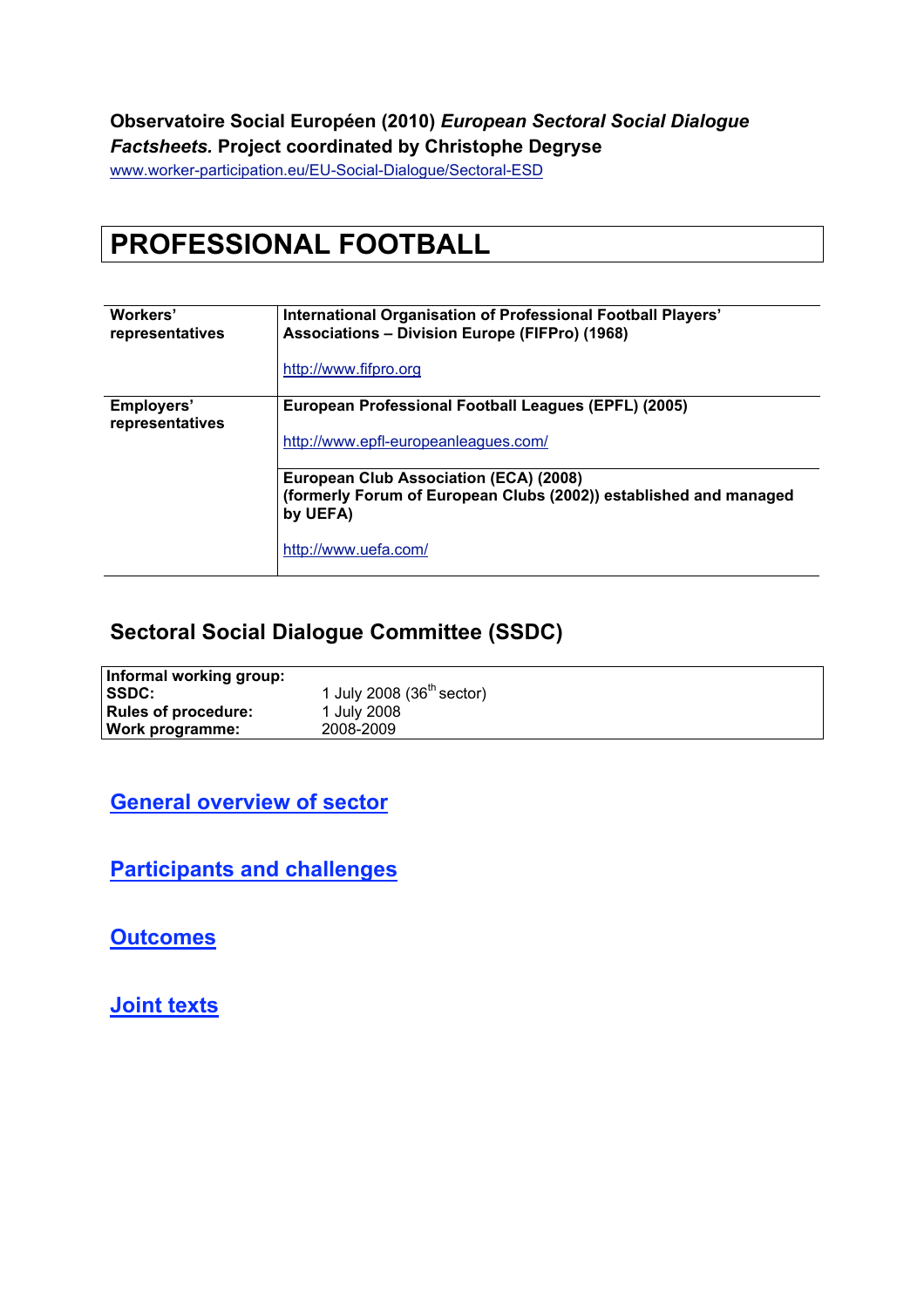**Observatoire Social Européen (2010)** ***European Sectoral Social Dialogue Factsheets.*** **Project coordinated by Christophe Degryse**

www.worker-participation.eu/EU-Social-Dialogue/Sectoral-ESD

# PROFESSIONAL FOOTBALL

| | |
|---|---|
| **Workers' representatives** | **International Organisation of Professional Football Players' Associations – Division Europe (FIFPro) (1968)**<br><br>http://www.fifpro.org |
| **Employers' representatives** | **European Professional Football Leagues (EPFL) (2005)**<br><br>http://www.epfl-europeanleagues.com/ |
| | **European Club Association (ECA) (2008)**<br>**(formerly Forum of European Clubs (2002)) established and managed by UEFA)**<br><br>http://www.uefa.com/ |

## Sectoral Social Dialogue Committee (SSDC)

| | |
|---|---|
| **Informal working group:** | |
| **SSDC:** | 1 July 2008 (36th sector) |
| **Rules of procedure:** | 1 July 2008 |
| **Work programme:** | 2008-2009 |

## General overview of sector

## Participants and challenges

## Outcomes

## Joint texts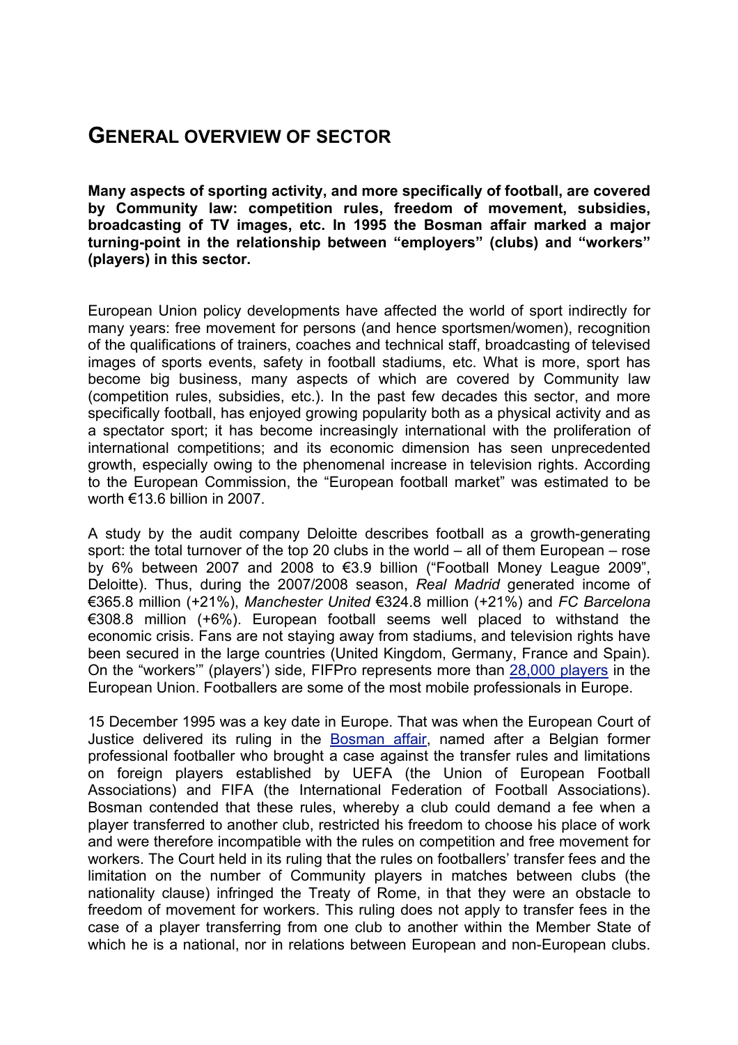## GENERAL OVERVIEW OF SECTOR

**Many aspects of sporting activity, and more specifically of football, are covered by Community law: competition rules, freedom of movement, subsidies, broadcasting of TV images, etc. In 1995 the Bosman affair marked a major turning-point in the relationship between "employers" (clubs) and "workers" (players) in this sector.**

European Union policy developments have affected the world of sport indirectly for many years: free movement for persons (and hence sportsmen/women), recognition of the qualifications of trainers, coaches and technical staff, broadcasting of televised images of sports events, safety in football stadiums, etc. What is more, sport has become big business, many aspects of which are covered by Community law (competition rules, subsidies, etc.). In the past few decades this sector, and more specifically football, has enjoyed growing popularity both as a physical activity and as a spectator sport; it has become increasingly international with the proliferation of international competitions; and its economic dimension has seen unprecedented growth, especially owing to the phenomenal increase in television rights. According to the European Commission, the "European football market" was estimated to be worth €13.6 billion in 2007.

A study by the audit company Deloitte describes football as a growth-generating sport: the total turnover of the top 20 clubs in the world – all of them European – rose by 6% between 2007 and 2008 to €3.9 billion ("Football Money League 2009", Deloitte). Thus, during the 2007/2008 season, *Real Madrid* generated income of €365.8 million (+21%), *Manchester United* €324.8 million (+21%) and *FC Barcelona* €308.8 million (+6%). European football seems well placed to withstand the economic crisis. Fans are not staying away from stadiums, and television rights have been secured in the large countries (United Kingdom, Germany, France and Spain). On the "workers'" (players') side, FIFPro represents more than 28,000 players in the European Union. Footballers are some of the most mobile professionals in Europe.

15 December 1995 was a key date in Europe. That was when the European Court of Justice delivered its ruling in the Bosman affair, named after a Belgian former professional footballer who brought a case against the transfer rules and limitations on foreign players established by UEFA (the Union of European Football Associations) and FIFA (the International Federation of Football Associations). Bosman contended that these rules, whereby a club could demand a fee when a player transferred to another club, restricted his freedom to choose his place of work and were therefore incompatible with the rules on competition and free movement for workers. The Court held in its ruling that the rules on footballers' transfer fees and the limitation on the number of Community players in matches between clubs (the nationality clause) infringed the Treaty of Rome, in that they were an obstacle to freedom of movement for workers. This ruling does not apply to transfer fees in the case of a player transferring from one club to another within the Member State of which he is a national, nor in relations between European and non-European clubs.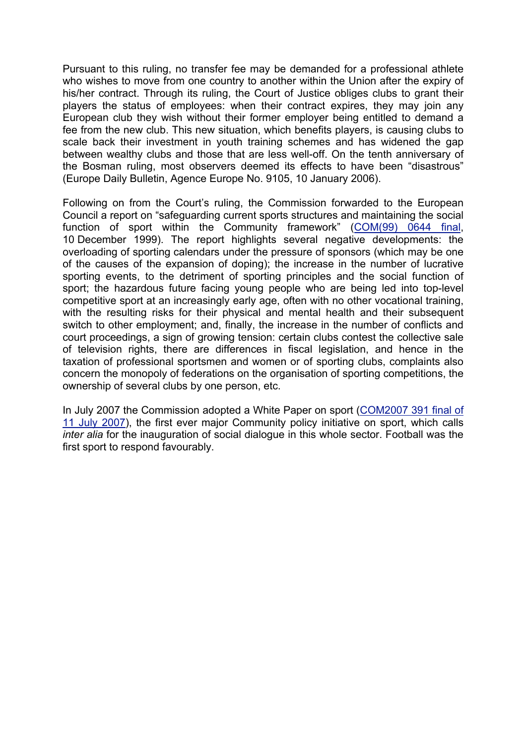Pursuant to this ruling, no transfer fee may be demanded for a professional athlete who wishes to move from one country to another within the Union after the expiry of his/her contract. Through its ruling, the Court of Justice obliges clubs to grant their players the status of employees: when their contract expires, they may join any European club they wish without their former employer being entitled to demand a fee from the new club. This new situation, which benefits players, is causing clubs to scale back their investment in youth training schemes and has widened the gap between wealthy clubs and those that are less well-off. On the tenth anniversary of the Bosman ruling, most observers deemed its effects to have been "disastrous" (Europe Daily Bulletin, Agence Europe No. 9105, 10 January 2006).

Following on from the Court's ruling, the Commission forwarded to the European Council a report on "safeguarding current sports structures and maintaining the social function of sport within the Community framework" (COM(99) 0644 final, 10 December 1999). The report highlights several negative developments: the overloading of sporting calendars under the pressure of sponsors (which may be one of the causes of the expansion of doping); the increase in the number of lucrative sporting events, to the detriment of sporting principles and the social function of sport; the hazardous future facing young people who are being led into top-level competitive sport at an increasingly early age, often with no other vocational training, with the resulting risks for their physical and mental health and their subsequent switch to other employment; and, finally, the increase in the number of conflicts and court proceedings, a sign of growing tension: certain clubs contest the collective sale of television rights, there are differences in fiscal legislation, and hence in the taxation of professional sportsmen and women or of sporting clubs, complaints also concern the monopoly of federations on the organisation of sporting competitions, the ownership of several clubs by one person, etc.

In July 2007 the Commission adopted a White Paper on sport (COM2007 391 final of 11 July 2007), the first ever major Community policy initiative on sport, which calls *inter alia* for the inauguration of social dialogue in this whole sector. Football was the first sport to respond favourably.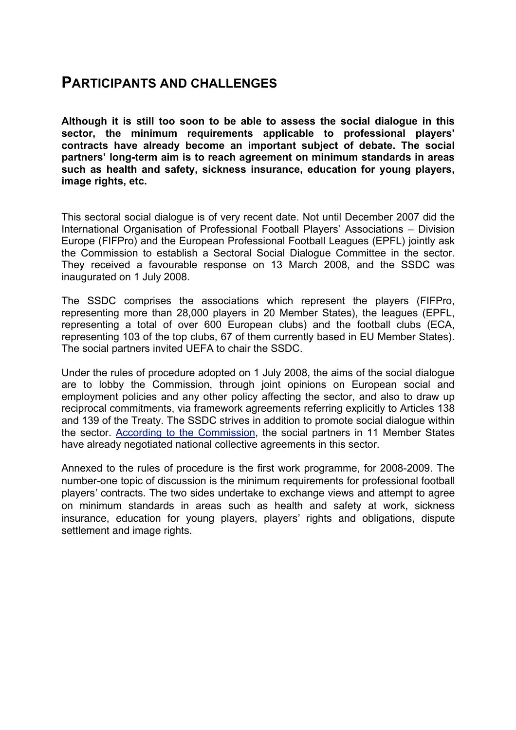# Participants and Challenges

**Although it is still too soon to be able to assess the social dialogue in this sector, the minimum requirements applicable to professional players' contracts have already become an important subject of debate. The social partners' long-term aim is to reach agreement on minimum standards in areas such as health and safety, sickness insurance, education for young players, image rights, etc.**

This sectoral social dialogue is of very recent date. Not until December 2007 did the International Organisation of Professional Football Players' Associations – Division Europe (FIFPro) and the European Professional Football Leagues (EPFL) jointly ask the Commission to establish a Sectoral Social Dialogue Committee in the sector. They received a favourable response on 13 March 2008, and the SSDC was inaugurated on 1 July 2008.

The SSDC comprises the associations which represent the players (FIFPro, representing more than 28,000 players in 20 Member States), the leagues (EPFL, representing a total of over 600 European clubs) and the football clubs (ECA, representing 103 of the top clubs, 67 of them currently based in EU Member States). The social partners invited UEFA to chair the SSDC.

Under the rules of procedure adopted on 1 July 2008, the aims of the social dialogue are to lobby the Commission, through joint opinions on European social and employment policies and any other policy affecting the sector, and also to draw up reciprocal commitments, via framework agreements referring explicitly to Articles 138 and 139 of the Treaty. The SSDC strives in addition to promote social dialogue within the sector. According to the Commission, the social partners in 11 Member States have already negotiated national collective agreements in this sector.

Annexed to the rules of procedure is the first work programme, for 2008-2009. The number-one topic of discussion is the minimum requirements for professional football players' contracts. The two sides undertake to exchange views and attempt to agree on minimum standards in areas such as health and safety at work, sickness insurance, education for young players, players' rights and obligations, dispute settlement and image rights.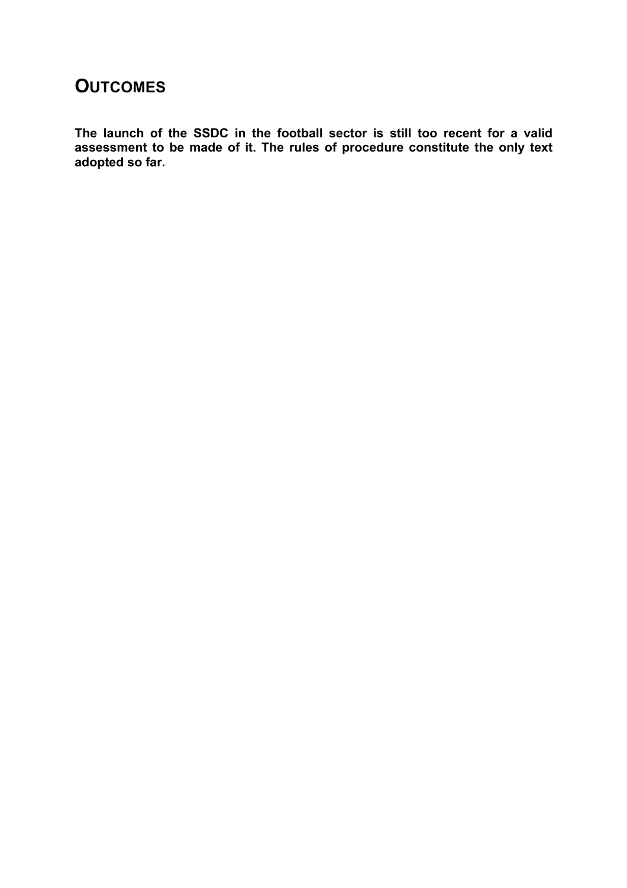## Outcomes

**The launch of the SSDC in the football sector is still too recent for a valid assessment to be made of it. The rules of procedure constitute the only text adopted so far.**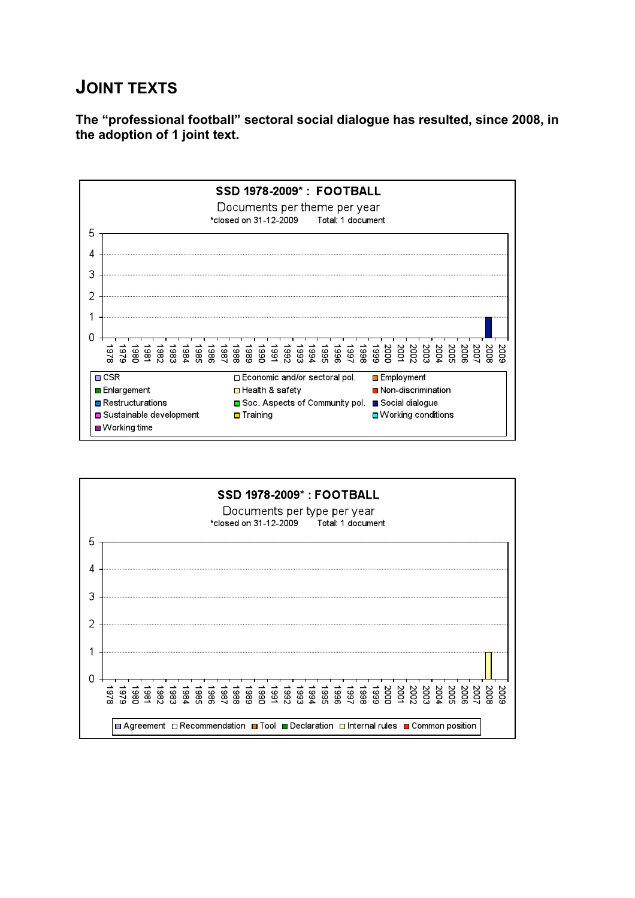## JOINT TEXTS

**The "professional football" sectoral social dialogue has resulted, since 2008, in the adoption of 1 joint text.**

**SSD 1978-2009\* : FOOTBALL**

Documents per theme per year

\*closed on 31-12-2009 Total: 1 document

| Year | Social dialogue |
|---|---|
| 2008 | 1 |

Legend: CSR, Economic and/or sectoral pol., Employment, Enlargement, Health & safety, Non-discrimination, Restructurations, Soc. Aspects of Community pol., Social dialogue, Sustainable development, Training, Working conditions, Working time

**SSD 1978-2009\* : FOOTBALL**

Documents per type per year

\*closed on 31-12-2009 Total: 1 document

| Year | Internal rules |
|---|---|
| 2008 | 1 |

Legend: Agreement, Recommendation, Tool, Declaration, Internal rules, Common position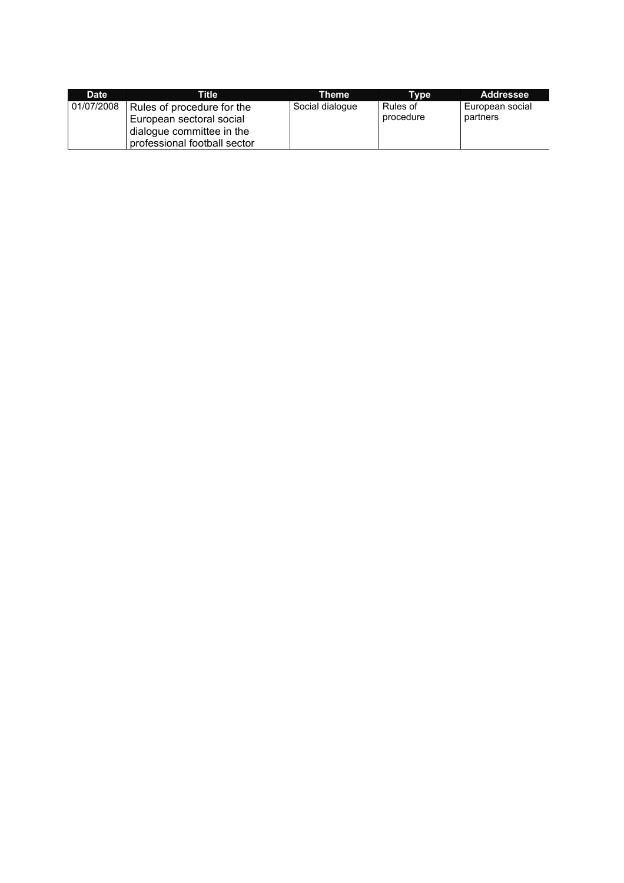| Date | Title | Theme | Type | Addressee |
|---|---|---|---|---|
| 01/07/2008 | Rules of procedure for the European sectoral social dialogue committee in the professional football sector | Social dialogue | Rules of procedure | European social partners |